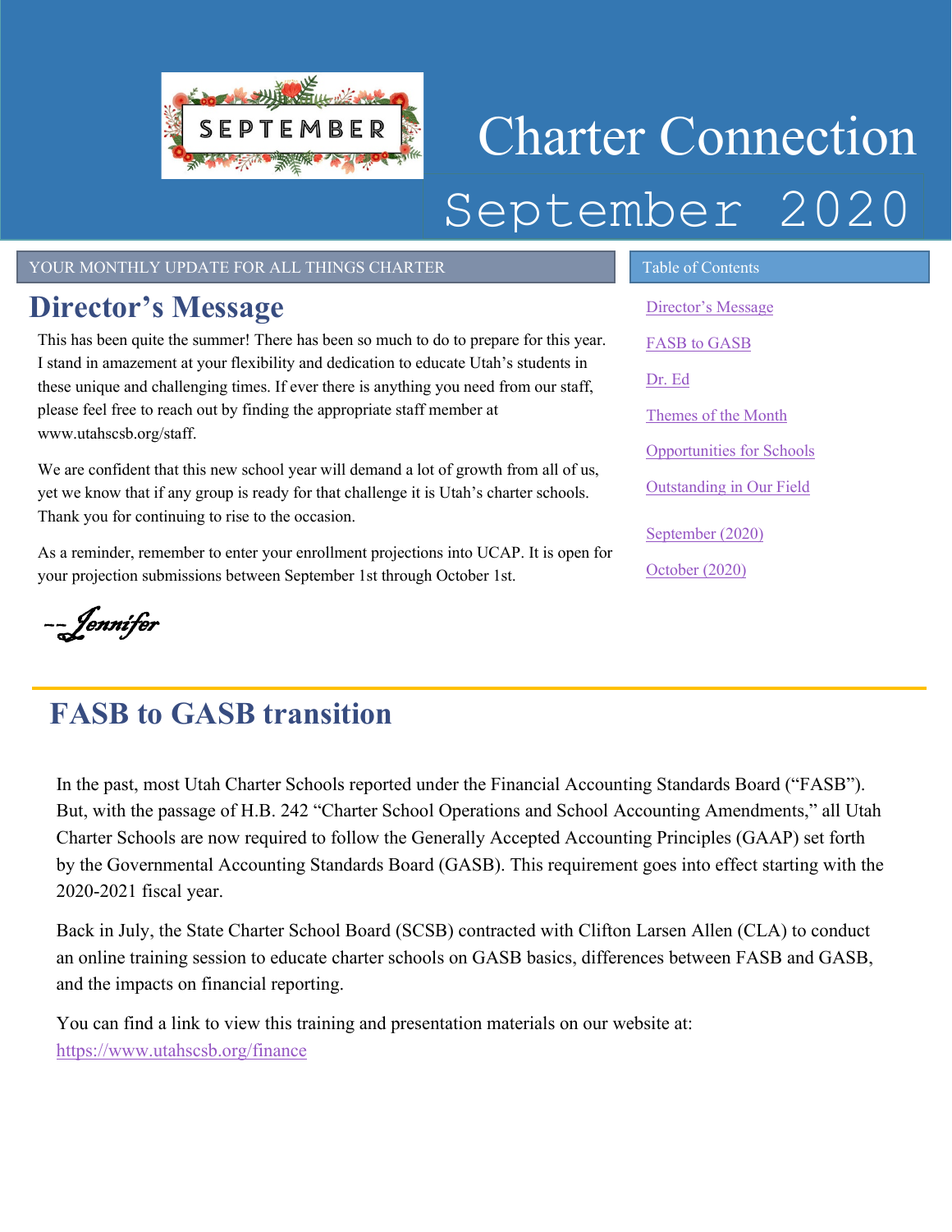# Charter Connection

# September 2020

YOUR MONTHLY UPDATE FOR ALL THINGS CHARTER

## Director's Message

This has been quite the summer! There has been so much to do to prepare for this year. I stand in amazement at your flexibility and dedication to educate Utah's students in these unique and challenging times. If ever there is anything you need from our staff, please feel free to reach out by finding the appropriate staff member at www.utahscsb.org/staff.

We are confident that this new school year will demand a lot of growth from all of us, yet we know that if any group is ready for that challenge it is Utah's charter schools. Thank you for continuing to rise to the occasion.

As a reminder, remember to enter your enrollment projections into UCAP. It is open for your projection submissions between September 1st through October 1st.

--Jennifer

**Table of Contents**

- Director's Message
- FASB to GASB
- Dr. Ed
- Themes of the Month
- Opportunities for Schools
- Outstanding in Our Field
- September (2020)
- October (2020)

## FASB to GASB transition

In the past, most Utah Charter Schools reported under the Financial Accounting Standards Board ("FASB"). But, with the passage of H.B. 242 "Charter School Operations and School Accounting Amendments," all Utah Charter Schools are now required to follow the Generally Accepted Accounting Principles (GAAP) set forth by the Governmental Accounting Standards Board (GASB). This requirement goes into effect starting with the 2020-2021 fiscal year.

Back in July, the State Charter School Board (SCSB) contracted with Clifton Larsen Allen (CLA) to conduct an online training session to educate charter schools on GASB basics, differences between FASB and GASB, and the impacts on financial reporting.

You can find a link to view this training and presentation materials on our website at: https://www.utahscsb.org/finance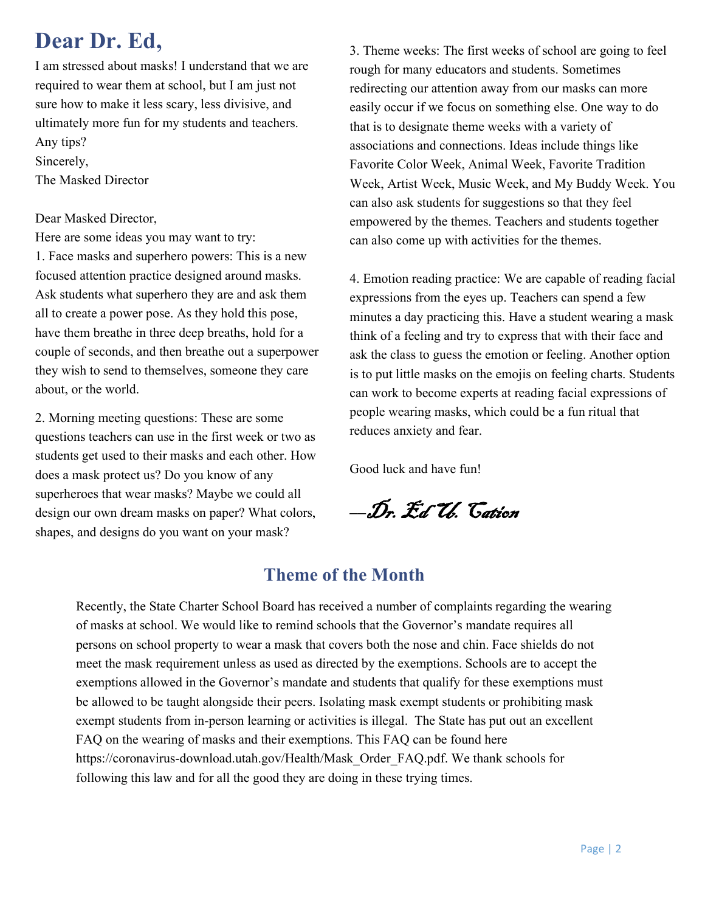## Dear Dr. Ed,

I am stressed about masks! I understand that we are required to wear them at school, but I am just not sure how to make it less scary, less divisive, and ultimately more fun for my students and teachers. Any tips?

Sincerely,

The Masked Director

Dear Masked Director,

Here are some ideas you may want to try:

1. Face masks and superhero powers: This is a new focused attention practice designed around masks. Ask students what superhero they are and ask them all to create a power pose. As they hold this pose, have them breathe in three deep breaths, hold for a couple of seconds, and then breathe out a superpower they wish to send to themselves, someone they care about, or the world.

2. Morning meeting questions: These are some questions teachers can use in the first week or two as students get used to their masks and each other. How does a mask protect us? Do you know of any superheroes that wear masks? Maybe we could all design our own dream masks on paper? What colors, shapes, and designs do you want on your mask?

3. Theme weeks: The first weeks of school are going to feel rough for many educators and students. Sometimes redirecting our attention away from our masks can more easily occur if we focus on something else. One way to do that is to designate theme weeks with a variety of associations and connections. Ideas include things like Favorite Color Week, Animal Week, Favorite Tradition Week, Artist Week, Music Week, and My Buddy Week. You can also ask students for suggestions so that they feel empowered by the themes. Teachers and students together can also come up with activities for the themes.

4. Emotion reading practice: We are capable of reading facial expressions from the eyes up. Teachers can spend a few minutes a day practicing this. Have a student wearing a mask think of a feeling and try to express that with their face and ask the class to guess the emotion or feeling. Another option is to put little masks on the emojis on feeling charts. Students can work to become experts at reading facial expressions of people wearing masks, which could be a fun ritual that reduces anxiety and fear.

Good luck and have fun!

*—Dr. Ed U. Cation*

## Theme of the Month

Recently, the State Charter School Board has received a number of complaints regarding the wearing of masks at school. We would like to remind schools that the Governor's mandate requires all persons on school property to wear a mask that covers both the nose and chin. Face shields do not meet the mask requirement unless as used as directed by the exemptions. Schools are to accept the exemptions allowed in the Governor's mandate and students that qualify for these exemptions must be allowed to be taught alongside their peers. Isolating mask exempt students or prohibiting mask exempt students from in-person learning or activities is illegal. The State has put out an excellent FAQ on the wearing of masks and their exemptions. This FAQ can be found here https://coronavirus-download.utah.gov/Health/Mask_Order_FAQ.pdf. We thank schools for following this law and for all the good they are doing in these trying times.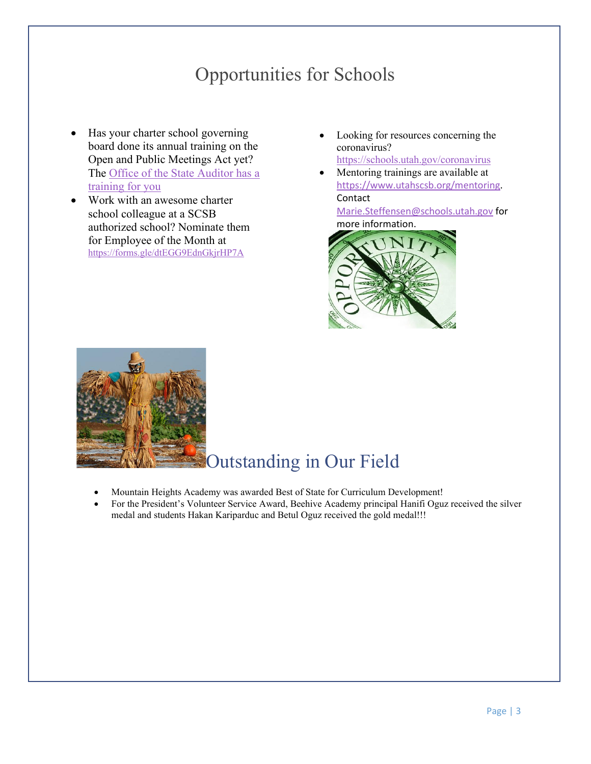# Opportunities for Schools

- Has your charter school governing board done its annual training on the Open and Public Meetings Act yet? The Office of the State Auditor has a training for you
- Work with an awesome charter school colleague at a SCSB authorized school? Nominate them for Employee of the Month at https://forms.gle/dtEGG9EdnGkjrHP7A
- Looking for resources concerning the coronavirus? https://schools.utah.gov/coronavirus
- Mentoring trainings are available at https://www.utahscsb.org/mentoring. Contact Marie.Steffensen@schools.utah.gov for more information.

# Outstanding in Our Field

- Mountain Heights Academy was awarded Best of State for Curriculum Development!
- For the President's Volunteer Service Award, Beehive Academy principal Hanifi Oguz received the silver medal and students Hakan Kariparduc and Betul Oguz received the gold medal!!!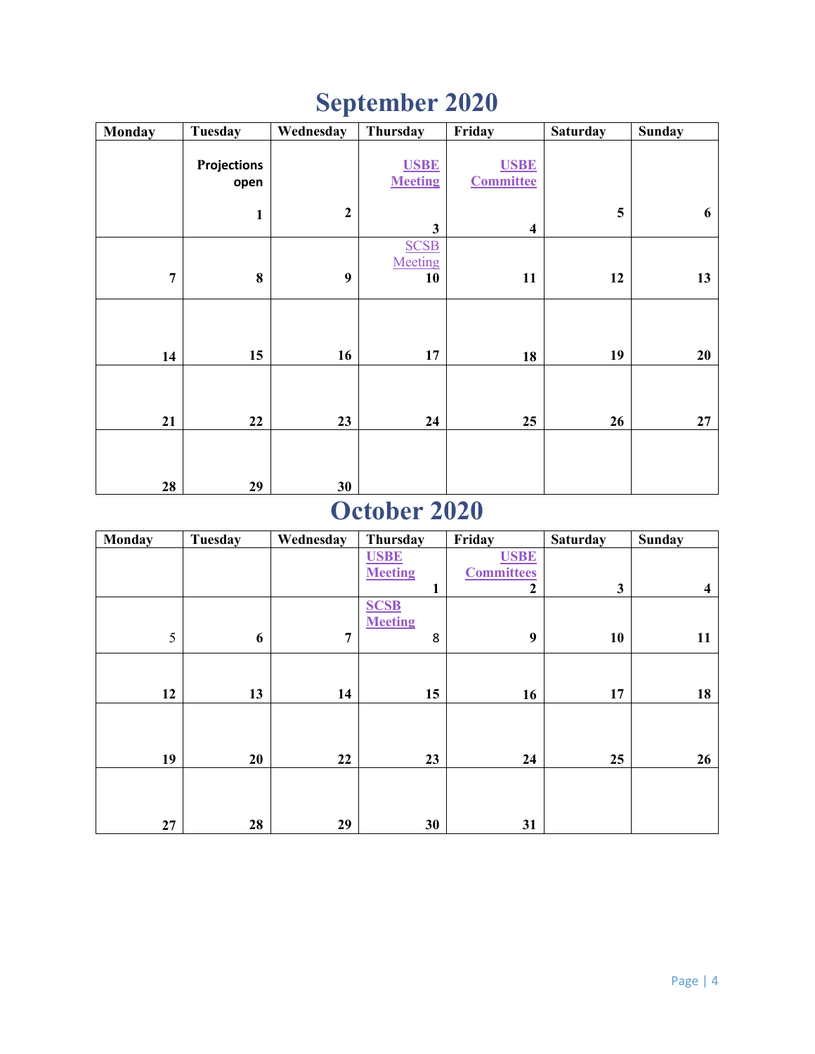# September 2020

| Monday | Tuesday | Wednesday | Thursday | Friday | Saturday | Sunday |
|---|---|---|---|---|---|---|
| | Projections open 1 | 2 | USBE Meeting 3 | USBE Committee 4 | 5 | 6 |
| 7 | 8 | 9 | SCSB Meeting 10 | 11 | 12 | 13 |
| 14 | 15 | 16 | 17 | 18 | 19 | 20 |
| 21 | 22 | 23 | 24 | 25 | 26 | 27 |
| 28 | 29 | 30 | | | | |

# October 2020

| Monday | Tuesday | Wednesday | Thursday | Friday | Saturday | Sunday |
|---|---|---|---|---|---|---|
| | | | USBE Meeting 1 | USBE Committees 2 | 3 | 4 |
| 5 | 6 | 7 | SCSB Meeting 8 | 9 | 10 | 11 |
| 12 | 13 | 14 | 15 | 16 | 17 | 18 |
| 19 | 20 | 22 | 23 | 24 | 25 | 26 |
| 27 | 28 | 29 | 30 | 31 | | |